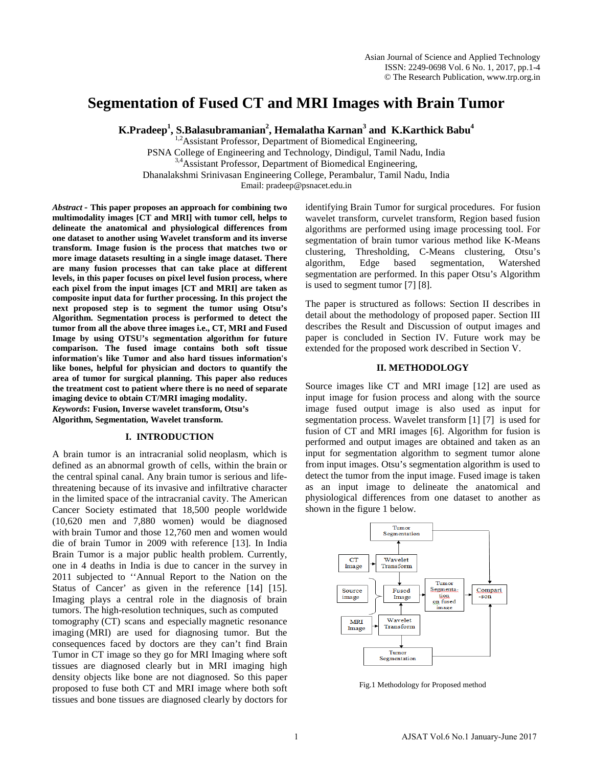# Segmentation of Fused CT and MRI Images with Brain Tumor

**K.Pradeep[1], S.Balasubramanian[2], Hemalatha Karnan[3] and K.Karthick Babu[4]**

[1,2]Assistant Professor, Department of Biomedical Engineering,
PSNA College of Engineering and Technology, Dindigul, Tamil Nadu, India
[3,4]Assistant Professor, Department of Biomedical Engineering,
Dhanalakshmi Srinivasan Engineering College, Perambalur, Tamil Nadu, India
Email: pradeep@psnacet.edu.in

***Abstract* - This paper proposes an approach for combining two multimodality images [CT and MRI] with tumor cell, helps to delineate the anatomical and physiological differences from one dataset to another using Wavelet transform and its inverse transform. Image fusion is the process that matches two or more image datasets resulting in a single image dataset. There are many fusion processes that can take place at different levels, in this paper focuses on pixel level fusion process, where each pixel from the input images [CT and MRI] are taken as composite input data for further processing. In this project the next proposed step is to segment the tumor using Otsu's Algorithm. Segmentation process is performed to detect the tumor from all the above three images i.e., CT, MRI and Fused Image by using OTSU's segmentation algorithm for future comparison. The fused image contains both soft tissue information's like Tumor and also hard tissues information's like bones, helpful for physician and doctors to quantify the area of tumor for surgical planning. This paper also reduces the treatment cost to patient where there is no need of separate imaging device to obtain CT/MRI imaging modality.**

***Keywords*: Fusion, Inverse wavelet transform, Otsu's Algorithm, Segmentation, Wavelet transform.**

## I. INTRODUCTION

A brain tumor is an intracranial solid neoplasm, which is defined as an abnormal growth of cells, within the brain or the central spinal canal. Any brain tumor is serious and life-threatening because of its invasive and infiltrative character in the limited space of the intracranial cavity. The American Cancer Society estimated that 18,500 people worldwide (10,620 men and 7,880 women) would be diagnosed with brain Tumor and those 12,760 men and women would die of brain Tumor in 2009 with reference [13]. In India Brain Tumor is a major public health problem. Currently, one in 4 deaths in India is due to cancer in the survey in 2011 subjected to ''Annual Report to the Nation on the Status of Cancer' as given in the reference [14] [15]. Imaging plays a central role in the diagnosis of brain tumors. The high-resolution techniques, such as computed tomography (CT) scans and especially magnetic resonance imaging (MRI) are used for diagnosing tumor. But the consequences faced by doctors are they can't find Brain Tumor in CT image so they go for MRI Imaging where soft tissues are diagnosed clearly but in MRI imaging high density objects like bone are not diagnosed. So this paper proposed to fuse both CT and MRI image where both soft tissues and bone tissues are diagnosed clearly by doctors for identifying Brain Tumor for surgical procedures. For fusion wavelet transform, curvelet transform, Region based fusion algorithms are performed using image processing tool. For segmentation of brain tumor various method like K-Means clustering, Thresholding, C-Means clustering, Otsu's algorithm, Edge based segmentation, Watershed segmentation are performed. In this paper Otsu's Algorithm is used to segment tumor [7] [8].

The paper is structured as follows: Section II describes in detail about the methodology of proposed paper. Section III describes the Result and Discussion of output images and paper is concluded in Section IV. Future work may be extended for the proposed work described in Section V.

## II. METHODOLOGY

Source images like CT and MRI image [12] are used as input image for fusion process and along with the source image fused output image is also used as input for segmentation process. Wavelet transform [1] [7] is used for fusion of CT and MRI images [6]. Algorithm for fusion is performed and output images are obtained and taken as an input for segmentation algorithm to segment tumor alone from input images. Otsu's segmentation algorithm is used to detect the tumor from the input image. Fused image is taken as an input image to delineate the anatomical and physiological differences from one dataset to another as shown in the figure 1 below.

Fig.1 Methodology for Proposed method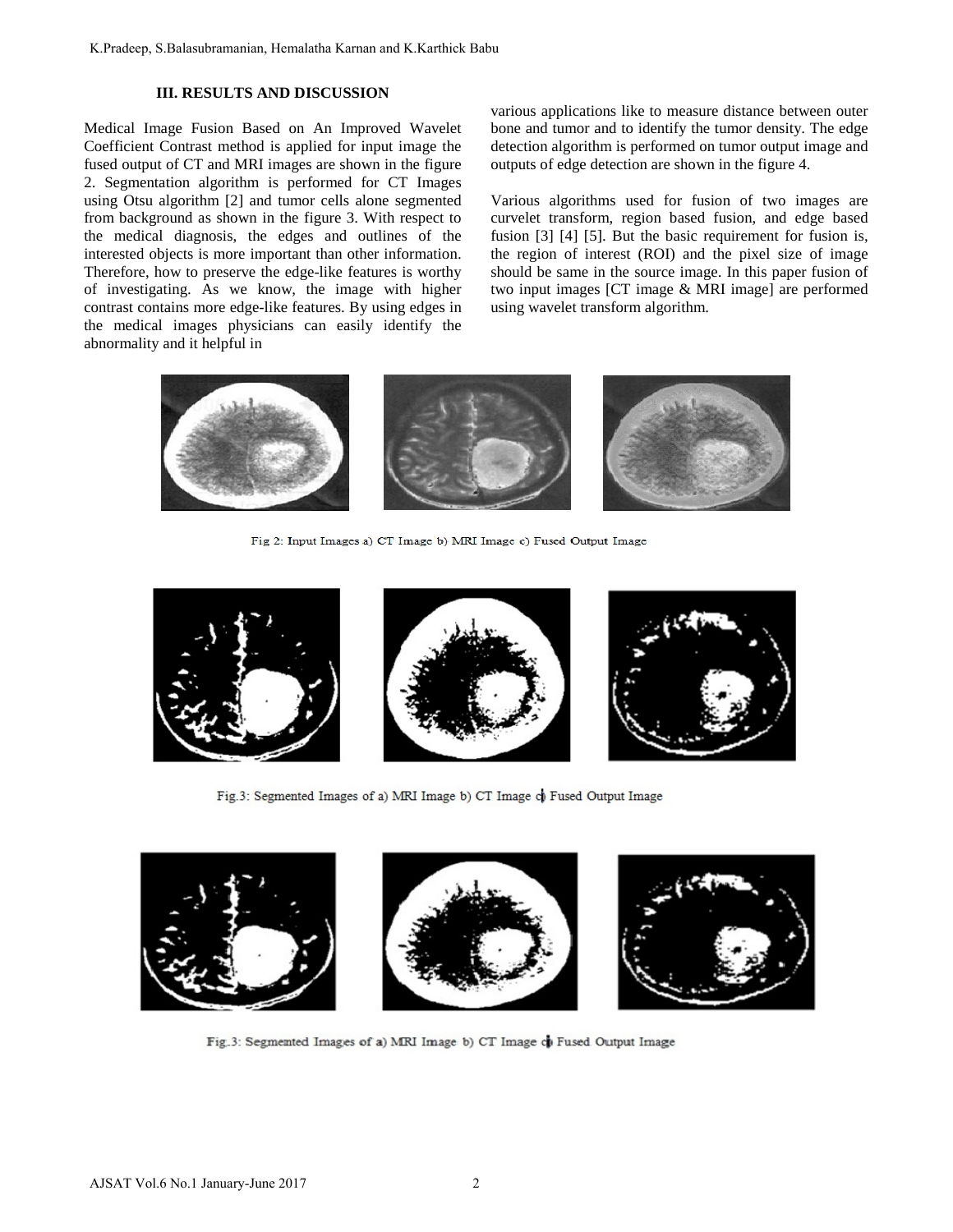### III. RESULTS AND DISCUSSION

Medical Image Fusion Based on An Improved Wavelet Coefficient Contrast method is applied for input image the fused output of CT and MRI images are shown in the figure 2. Segmentation algorithm is performed for CT Images using Otsu algorithm [2] and tumor cells alone segmented from background as shown in the figure 3. With respect to the medical diagnosis, the edges and outlines of the interested objects is more important than other information. Therefore, how to preserve the edge-like features is worthy of investigating. As we know, the image with higher contrast contains more edge-like features. By using edges in the medical images physicians can easily identify the abnormality and it helpful in various applications like to measure distance between outer bone and tumor and to identify the tumor density. The edge detection algorithm is performed on tumor output image and outputs of edge detection are shown in the figure 4.

Various algorithms used for fusion of two images are curvelet transform, region based fusion, and edge based fusion [3] [4] [5]. But the basic requirement for fusion is, the region of interest (ROI) and the pixel size of image should be same in the source image. In this paper fusion of two input images [CT image & MRI image] are performed using wavelet transform algorithm.

Fig 2: Input Images a) CT Image b) MRI Image c) Fused Output Image

Fig.3: Segmented Images of a) MRI Image b) CT Image c) Fused Output Image

Fig.3: Segmented Images of a) MRI Image b) CT Image c) Fused Output Image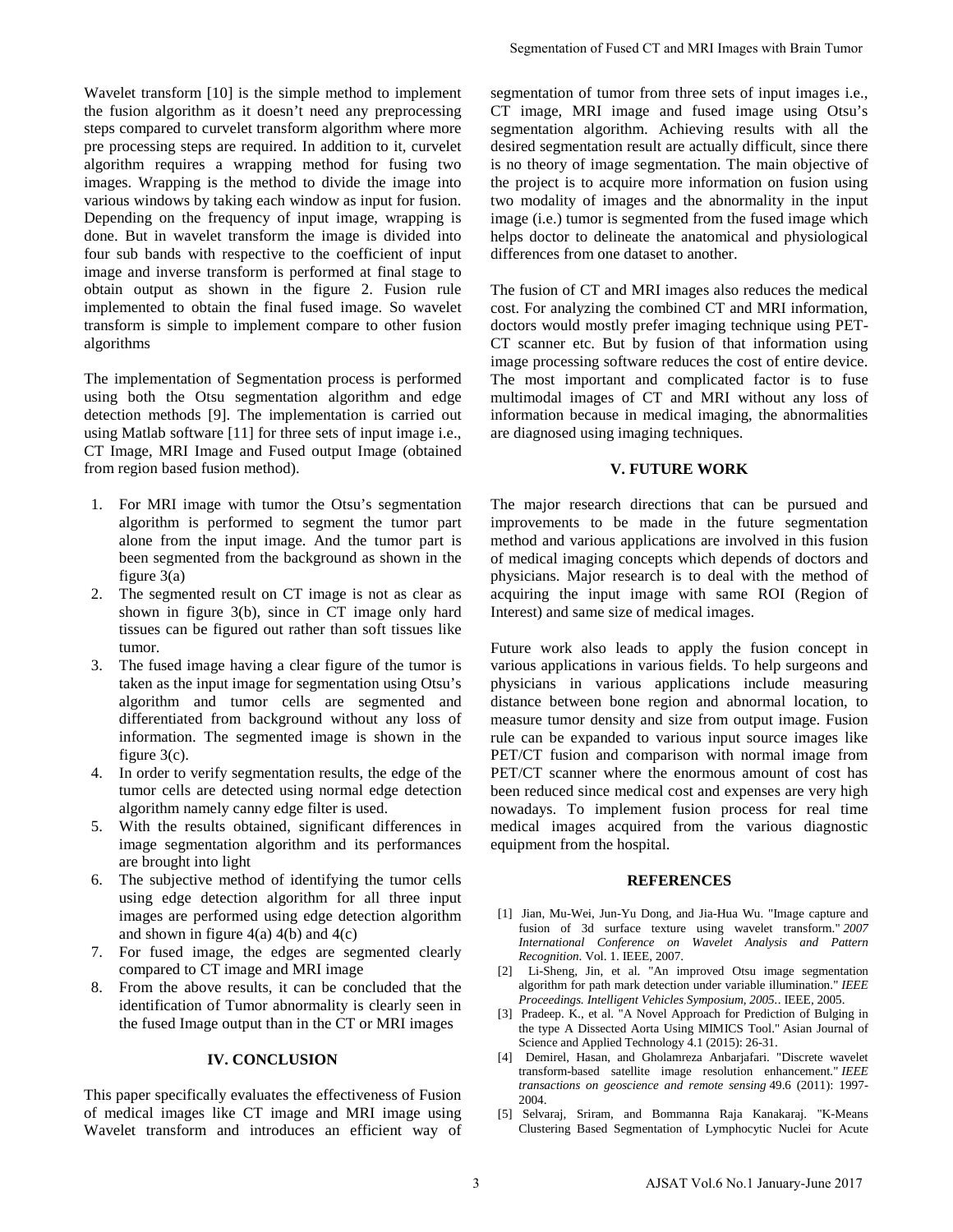Wavelet transform [10] is the simple method to implement the fusion algorithm as it doesn't need any preprocessing steps compared to curvelet transform algorithm where more pre processing steps are required. In addition to it, curvelet algorithm requires a wrapping method for fusing two images. Wrapping is the method to divide the image into various windows by taking each window as input for fusion. Depending on the frequency of input image, wrapping is done. But in wavelet transform the image is divided into four sub bands with respective to the coefficient of input image and inverse transform is performed at final stage to obtain output as shown in the figure 2. Fusion rule implemented to obtain the final fused image. So wavelet transform is simple to implement compare to other fusion algorithms

The implementation of Segmentation process is performed using both the Otsu segmentation algorithm and edge detection methods [9]. The implementation is carried out using Matlab software [11] for three sets of input image i.e., CT Image, MRI Image and Fused output Image (obtained from region based fusion method).

1. For MRI image with tumor the Otsu's segmentation algorithm is performed to segment the tumor part alone from the input image. And the tumor part is been segmented from the background as shown in the figure 3(a)
2. The segmented result on CT image is not as clear as shown in figure 3(b), since in CT image only hard tissues can be figured out rather than soft tissues like tumor.
3. The fused image having a clear figure of the tumor is taken as the input image for segmentation using Otsu's algorithm and tumor cells are segmented and differentiated from background without any loss of information. The segmented image is shown in the figure 3(c).
4. In order to verify segmentation results, the edge of the tumor cells are detected using normal edge detection algorithm namely canny edge filter is used.
5. With the results obtained, significant differences in image segmentation algorithm and its performances are brought into light
6. The subjective method of identifying the tumor cells using edge detection algorithm for all three input images are performed using edge detection algorithm and shown in figure 4(a) 4(b) and 4(c)
7. For fused image, the edges are segmented clearly compared to CT image and MRI image
8. From the above results, it can be concluded that the identification of Tumor abnormality is clearly seen in the fused Image output than in the CT or MRI images

## IV. CONCLUSION

This paper specifically evaluates the effectiveness of Fusion of medical images like CT image and MRI image using Wavelet transform and introduces an efficient way of segmentation of tumor from three sets of input images i.e., CT image, MRI image and fused image using Otsu's segmentation algorithm. Achieving results with all the desired segmentation result are actually difficult, since there is no theory of image segmentation. The main objective of the project is to acquire more information on fusion using two modality of images and the abnormality in the input image (i.e.) tumor is segmented from the fused image which helps doctor to delineate the anatomical and physiological differences from one dataset to another.

The fusion of CT and MRI images also reduces the medical cost. For analyzing the combined CT and MRI information, doctors would mostly prefer imaging technique using PET-CT scanner etc. But by fusion of that information using image processing software reduces the cost of entire device. The most important and complicated factor is to fuse multimodal images of CT and MRI without any loss of information because in medical imaging, the abnormalities are diagnosed using imaging techniques.

## V. FUTURE WORK

The major research directions that can be pursued and improvements to be made in the future segmentation method and various applications are involved in this fusion of medical imaging concepts which depends of doctors and physicians. Major research is to deal with the method of acquiring the input image with same ROI (Region of Interest) and same size of medical images.

Future work also leads to apply the fusion concept in various applications in various fields. To help surgeons and physicians in various applications include measuring distance between bone region and abnormal location, to measure tumor density and size from output image. Fusion rule can be expanded to various input source images like PET/CT fusion and comparison with normal image from PET/CT scanner where the enormous amount of cost has been reduced since medical cost and expenses are very high nowadays. To implement fusion process for real time medical images acquired from the various diagnostic equipment from the hospital.

## REFERENCES

[1] Jian, Mu-Wei, Jun-Yu Dong, and Jia-Hua Wu. "Image capture and fusion of 3d surface texture using wavelet transform." *2007 International Conference on Wavelet Analysis and Pattern Recognition*. Vol. 1. IEEE, 2007.

[2] Li-Sheng, Jin, et al. "An improved Otsu image segmentation algorithm for path mark detection under variable illumination." *IEEE Proceedings. Intelligent Vehicles Symposium, 2005.*. IEEE, 2005.

[3] Pradeep. K., et al. "A Novel Approach for Prediction of Bulging in the type A Dissected Aorta Using MIMICS Tool." Asian Journal of Science and Applied Technology 4.1 (2015): 26-31.

[4] Demirel, Hasan, and Gholamreza Anbarjafari. "Discrete wavelet transform-based satellite image resolution enhancement." *IEEE transactions on geoscience and remote sensing* 49.6 (2011): 1997-2004.

[5] Selvaraj, Sriram, and Bommanna Raja Kanakaraj. "K-Means Clustering Based Segmentation of Lymphocytic Nuclei for Acute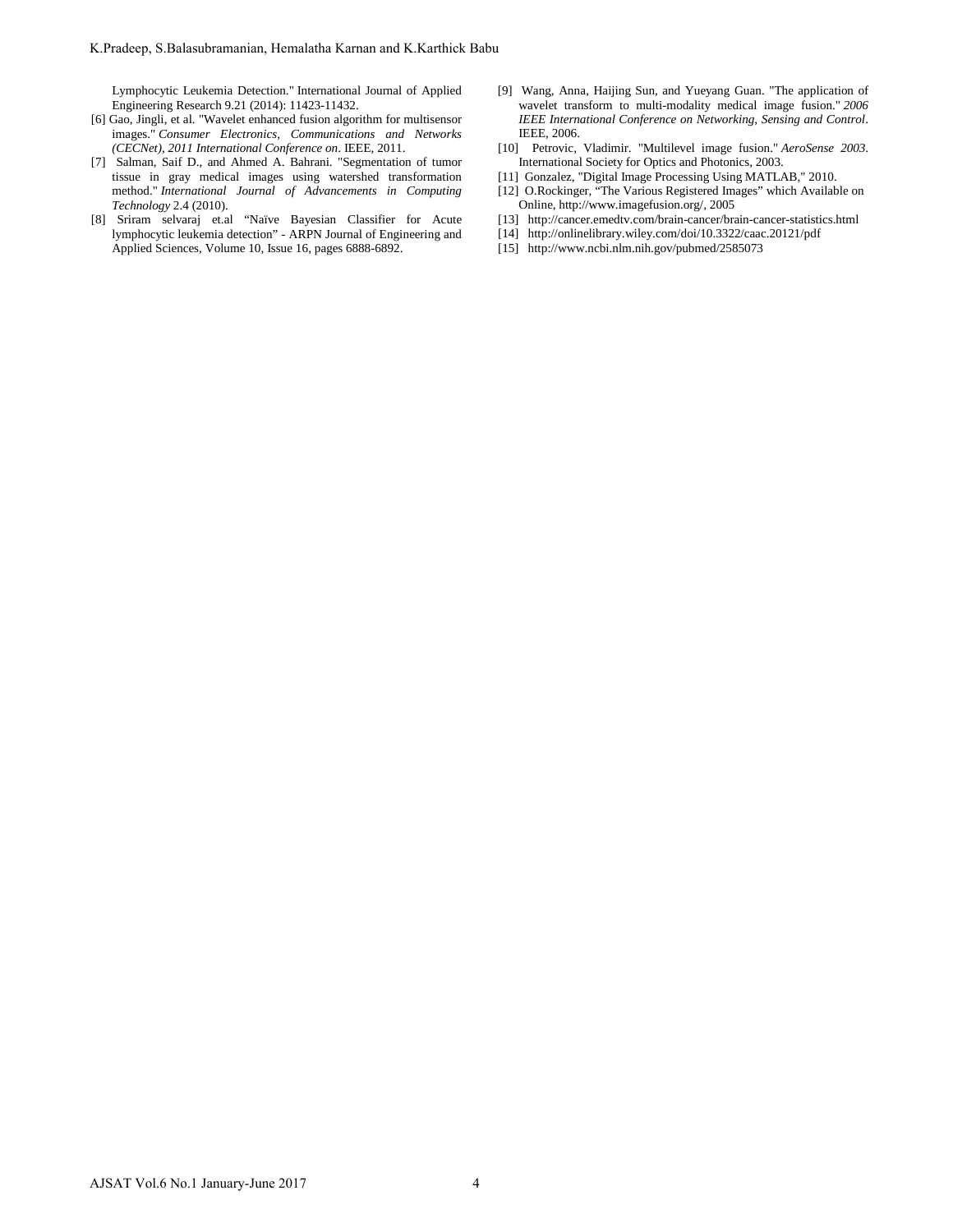Lymphocytic Leukemia Detection." International Journal of Applied Engineering Research 9.21 (2014): 11423-11432.

[6] Gao, Jingli, et al. "Wavelet enhanced fusion algorithm for multisensor images." *Consumer Electronics, Communications and Networks (CECNet), 2011 International Conference on*. IEEE, 2011.

[7] Salman, Saif D., and Ahmed A. Bahrani. "Segmentation of tumor tissue in gray medical images using watershed transformation method." *International Journal of Advancements in Computing Technology* 2.4 (2010).

[8] Sriram selvaraj et.al "Naïve Bayesian Classifier for Acute lymphocytic leukemia detection" - ARPN Journal of Engineering and Applied Sciences, Volume 10, Issue 16, pages 6888-6892.

[9] Wang, Anna, Haijing Sun, and Yueyang Guan. "The application of wavelet transform to multi-modality medical image fusion." *2006 IEEE International Conference on Networking, Sensing and Control*. IEEE, 2006.

[10] Petrovic, Vladimir. "Multilevel image fusion." *AeroSense 2003*. International Society for Optics and Photonics, 2003.

[11] Gonzalez, "Digital Image Processing Using MATLAB," 2010.

[12] O.Rockinger, "The Various Registered Images" which Available on Online, http://www.imagefusion.org/, 2005

[13] http://cancer.emedtv.com/brain-cancer/brain-cancer-statistics.html

[14] http://onlinelibrary.wiley.com/doi/10.3322/caac.20121/pdf

[15] http://www.ncbi.nlm.nih.gov/pubmed/2585073